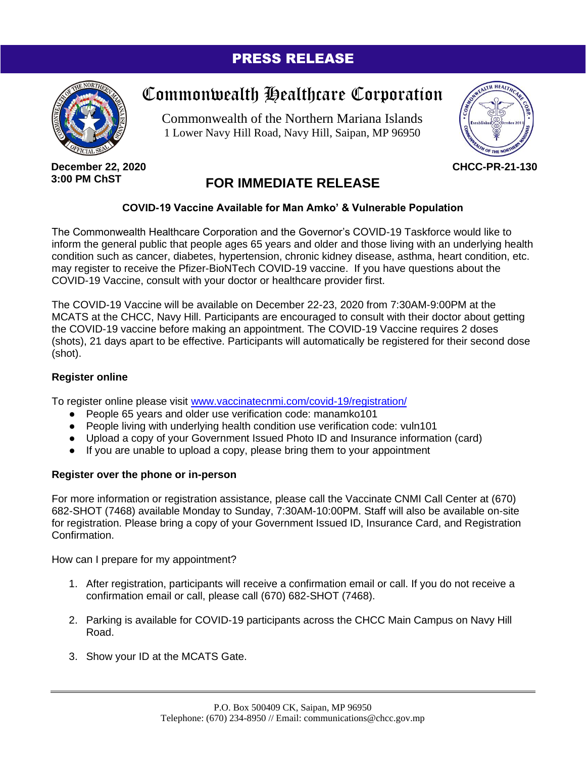**PRESS RELEASE**

# Commonwealth Healthcare Corporation

Commonwealth of the Northern Mariana Islands
1 Lower Navy Hill Road, Navy Hill, Saipan, MP 96950

**December 22, 2020**
**3:00 PM ChST**

**CHCC-PR-21-130**

## FOR IMMEDIATE RELEASE

### COVID-19 Vaccine Available for Man Amko' & Vulnerable Population

The Commonwealth Healthcare Corporation and the Governor's COVID-19 Taskforce would like to inform the general public that people ages 65 years and older and those living with an underlying health condition such as cancer, diabetes, hypertension, chronic kidney disease, asthma, heart condition, etc. may register to receive the Pfizer-BioNTech COVID-19 vaccine. If you have questions about the COVID-19 Vaccine, consult with your doctor or healthcare provider first.

The COVID-19 Vaccine will be available on December 22-23, 2020 from 7:30AM-9:00PM at the MCATS at the CHCC, Navy Hill. Participants are encouraged to consult with their doctor about getting the COVID-19 vaccine before making an appointment. The COVID-19 Vaccine requires 2 doses (shots), 21 days apart to be effective. Participants will automatically be registered for their second dose (shot).

**Register online**

To register online please visit [www.vaccinatecnmi.com/covid-19/registration/](www.vaccinatecnmi.com/covid-19/registration/)

- People 65 years and older use verification code: manamko101
- People living with underlying health condition use verification code: vuln101
- Upload a copy of your Government Issued Photo ID and Insurance information (card)
- If you are unable to upload a copy, please bring them to your appointment

**Register over the phone or in-person**

For more information or registration assistance, please call the Vaccinate CNMI Call Center at (670) 682-SHOT (7468) available Monday to Sunday, 7:30AM-10:00PM. Staff will also be available on-site for registration. Please bring a copy of your Government Issued ID, Insurance Card, and Registration Confirmation.

How can I prepare for my appointment?

1. After registration, participants will receive a confirmation email or call. If you do not receive a confirmation email or call, please call (670) 682-SHOT (7468).

2. Parking is available for COVID-19 participants across the CHCC Main Campus on Navy Hill Road.

3. Show your ID at the MCATS Gate.

P.O. Box 500409 CK, Saipan, MP 96950
Telephone: (670) 234-8950 // Email: communications@chcc.gov.mp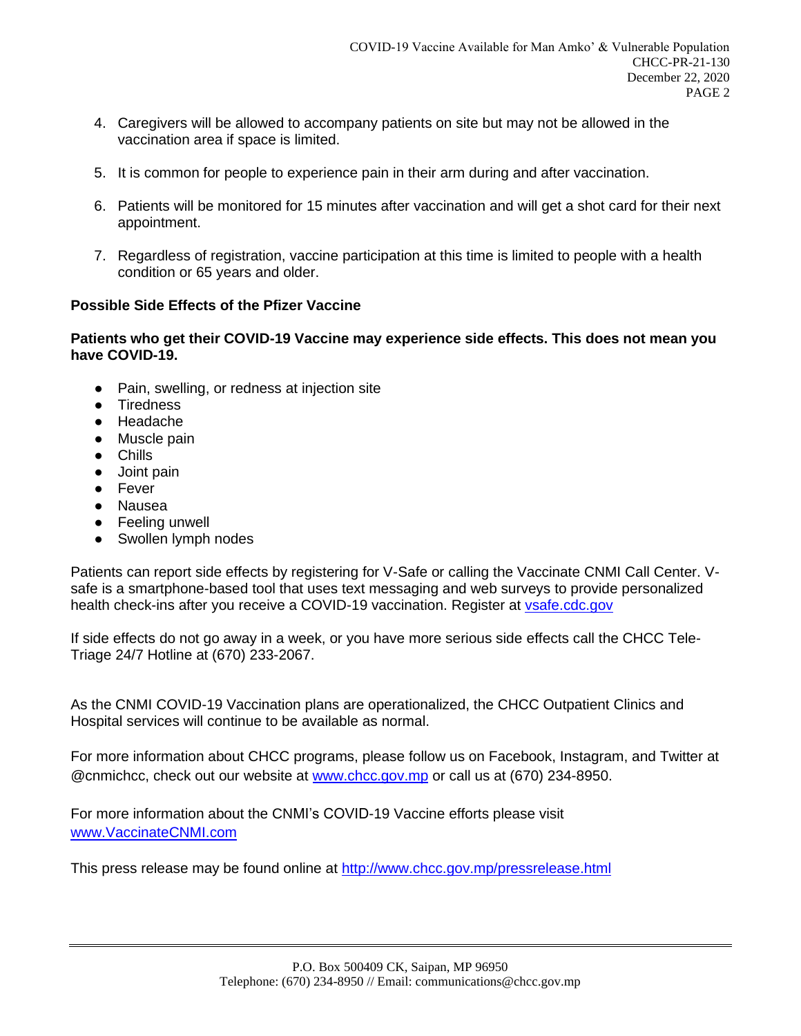4. Caregivers will be allowed to accompany patients on site but may not be allowed in the vaccination area if space is limited.

5. It is common for people to experience pain in their arm during and after vaccination.

6. Patients will be monitored for 15 minutes after vaccination and will get a shot card for their next appointment.

7. Regardless of registration, vaccine participation at this time is limited to people with a health condition or 65 years and older.

**Possible Side Effects of the Pfizer Vaccine**

**Patients who get their COVID-19 Vaccine may experience side effects. This does not mean you have COVID-19.**

- Pain, swelling, or redness at injection site
- Tiredness
- Headache
- Muscle pain
- Chills
- Joint pain
- Fever
- Nausea
- Feeling unwell
- Swollen lymph nodes

Patients can report side effects by registering for V-Safe or calling the Vaccinate CNMI Call Center. V-safe is a smartphone-based tool that uses text messaging and web surveys to provide personalized health check-ins after you receive a COVID-19 vaccination. Register at vsafe.cdc.gov

If side effects do not go away in a week, or you have more serious side effects call the CHCC Tele-Triage 24/7 Hotline at (670) 233-2067.

As the CNMI COVID-19 Vaccination plans are operationalized, the CHCC Outpatient Clinics and Hospital services will continue to be available as normal.

For more information about CHCC programs, please follow us on Facebook, Instagram, and Twitter at @cnmichcc, check out our website at www.chcc.gov.mp or call us at (670) 234-8950.

For more information about the CNMI's COVID-19 Vaccine efforts please visit www.VaccinateCNMI.com

This press release may be found online at http://www.chcc.gov.mp/pressrelease.html